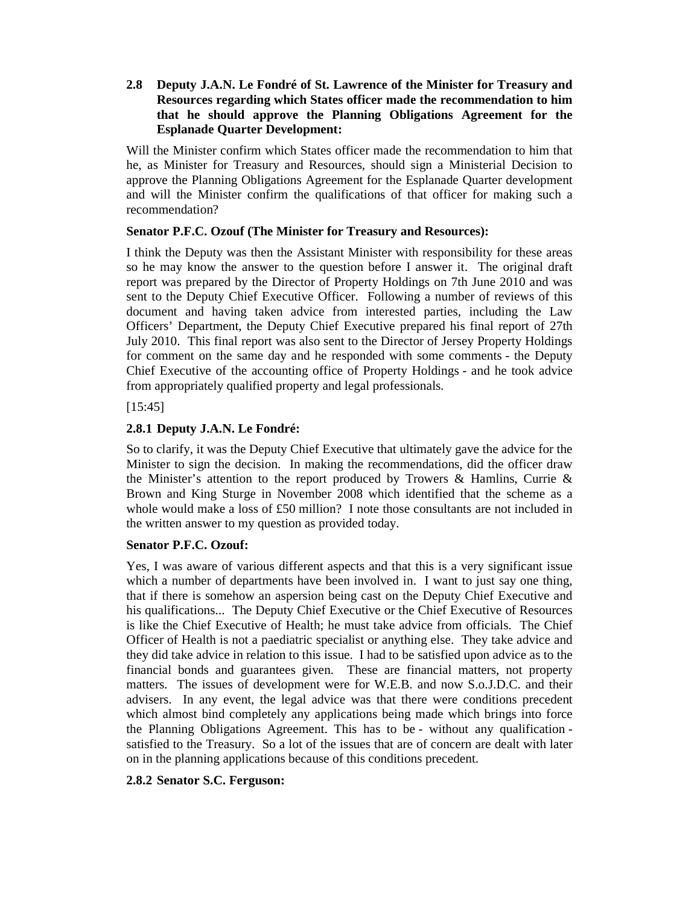**2.8 Deputy J.A.N. Le Fondré of St. Lawrence of the Minister for Treasury and Resources regarding which States officer made the recommendation to him that he should approve the Planning Obligations Agreement for the Esplanade Quarter Development:**

Will the Minister confirm which States officer made the recommendation to him that he, as Minister for Treasury and Resources, should sign a Ministerial Decision to approve the Planning Obligations Agreement for the Esplanade Quarter development and will the Minister confirm the qualifications of that officer for making such a recommendation?

**Senator P.F.C. Ozouf (The Minister for Treasury and Resources):**

I think the Deputy was then the Assistant Minister with responsibility for these areas so he may know the answer to the question before I answer it. The original draft report was prepared by the Director of Property Holdings on 7th June 2010 and was sent to the Deputy Chief Executive Officer. Following a number of reviews of this document and having taken advice from interested parties, including the Law Officers' Department, the Deputy Chief Executive prepared his final report of 27th July 2010. This final report was also sent to the Director of Jersey Property Holdings for comment on the same day and he responded with some comments - the Deputy Chief Executive of the accounting office of Property Holdings - and he took advice from appropriately qualified property and legal professionals.

[15:45]

**2.8.1 Deputy J.A.N. Le Fondré:**

So to clarify, it was the Deputy Chief Executive that ultimately gave the advice for the Minister to sign the decision. In making the recommendations, did the officer draw the Minister's attention to the report produced by Trowers & Hamlins, Currie & Brown and King Sturge in November 2008 which identified that the scheme as a whole would make a loss of £50 million? I note those consultants are not included in the written answer to my question as provided today.

**Senator P.F.C. Ozouf:**

Yes, I was aware of various different aspects and that this is a very significant issue which a number of departments have been involved in. I want to just say one thing, that if there is somehow an aspersion being cast on the Deputy Chief Executive and his qualifications... The Deputy Chief Executive or the Chief Executive of Resources is like the Chief Executive of Health; he must take advice from officials. The Chief Officer of Health is not a paediatric specialist or anything else. They take advice and they did take advice in relation to this issue. I had to be satisfied upon advice as to the financial bonds and guarantees given. These are financial matters, not property matters. The issues of development were for W.E.B. and now S.o.J.D.C. and their advisers. In any event, the legal advice was that there were conditions precedent which almost bind completely any applications being made which brings into force the Planning Obligations Agreement. This has to be - without any qualification - satisfied to the Treasury. So a lot of the issues that are of concern are dealt with later on in the planning applications because of this conditions precedent.

**2.8.2 Senator S.C. Ferguson:**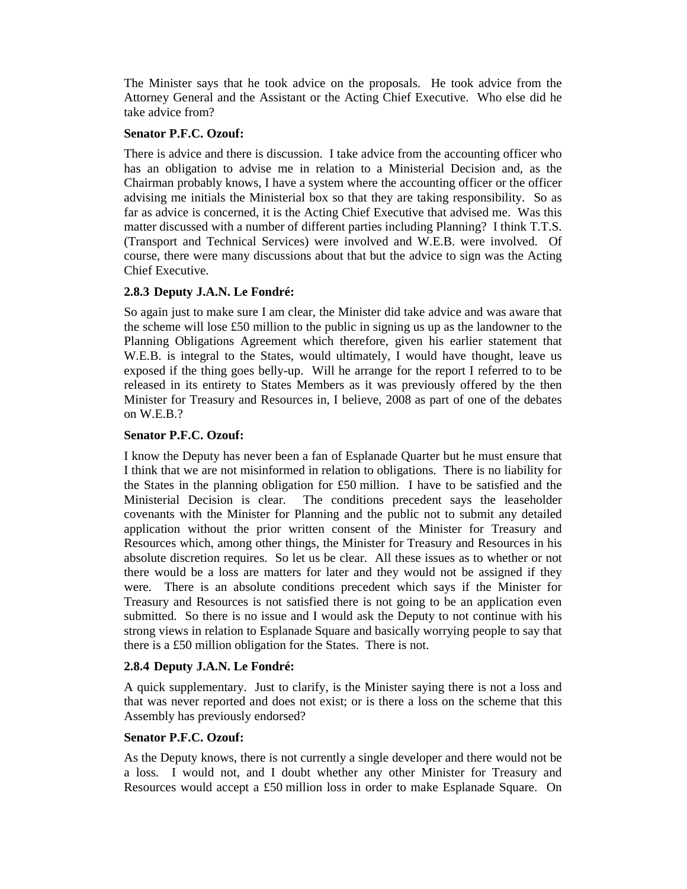The Minister says that he took advice on the proposals. He took advice from the Attorney General and the Assistant or the Acting Chief Executive. Who else did he take advice from?

**Senator P.F.C. Ozouf:**

There is advice and there is discussion. I take advice from the accounting officer who has an obligation to advise me in relation to a Ministerial Decision and, as the Chairman probably knows, I have a system where the accounting officer or the officer advising me initials the Ministerial box so that they are taking responsibility. So as far as advice is concerned, it is the Acting Chief Executive that advised me. Was this matter discussed with a number of different parties including Planning? I think T.T.S. (Transport and Technical Services) were involved and W.E.B. were involved. Of course, there were many discussions about that but the advice to sign was the Acting Chief Executive.

**2.8.3 Deputy J.A.N. Le Fondré:**

So again just to make sure I am clear, the Minister did take advice and was aware that the scheme will lose £50 million to the public in signing us up as the landowner to the Planning Obligations Agreement which therefore, given his earlier statement that W.E.B. is integral to the States, would ultimately, I would have thought, leave us exposed if the thing goes belly-up. Will he arrange for the report I referred to to be released in its entirety to States Members as it was previously offered by the then Minister for Treasury and Resources in, I believe, 2008 as part of one of the debates on W.E.B.?

**Senator P.F.C. Ozouf:**

I know the Deputy has never been a fan of Esplanade Quarter but he must ensure that I think that we are not misinformed in relation to obligations. There is no liability for the States in the planning obligation for £50 million. I have to be satisfied and the Ministerial Decision is clear. The conditions precedent says the leaseholder covenants with the Minister for Planning and the public not to submit any detailed application without the prior written consent of the Minister for Treasury and Resources which, among other things, the Minister for Treasury and Resources in his absolute discretion requires. So let us be clear. All these issues as to whether or not there would be a loss are matters for later and they would not be assigned if they were. There is an absolute conditions precedent which says if the Minister for Treasury and Resources is not satisfied there is not going to be an application even submitted. So there is no issue and I would ask the Deputy to not continue with his strong views in relation to Esplanade Square and basically worrying people to say that there is a £50 million obligation for the States. There is not.

**2.8.4 Deputy J.A.N. Le Fondré:**

A quick supplementary. Just to clarify, is the Minister saying there is not a loss and that was never reported and does not exist; or is there a loss on the scheme that this Assembly has previously endorsed?

**Senator P.F.C. Ozouf:**

As the Deputy knows, there is not currently a single developer and there would not be a loss. I would not, and I doubt whether any other Minister for Treasury and Resources would accept a £50 million loss in order to make Esplanade Square. On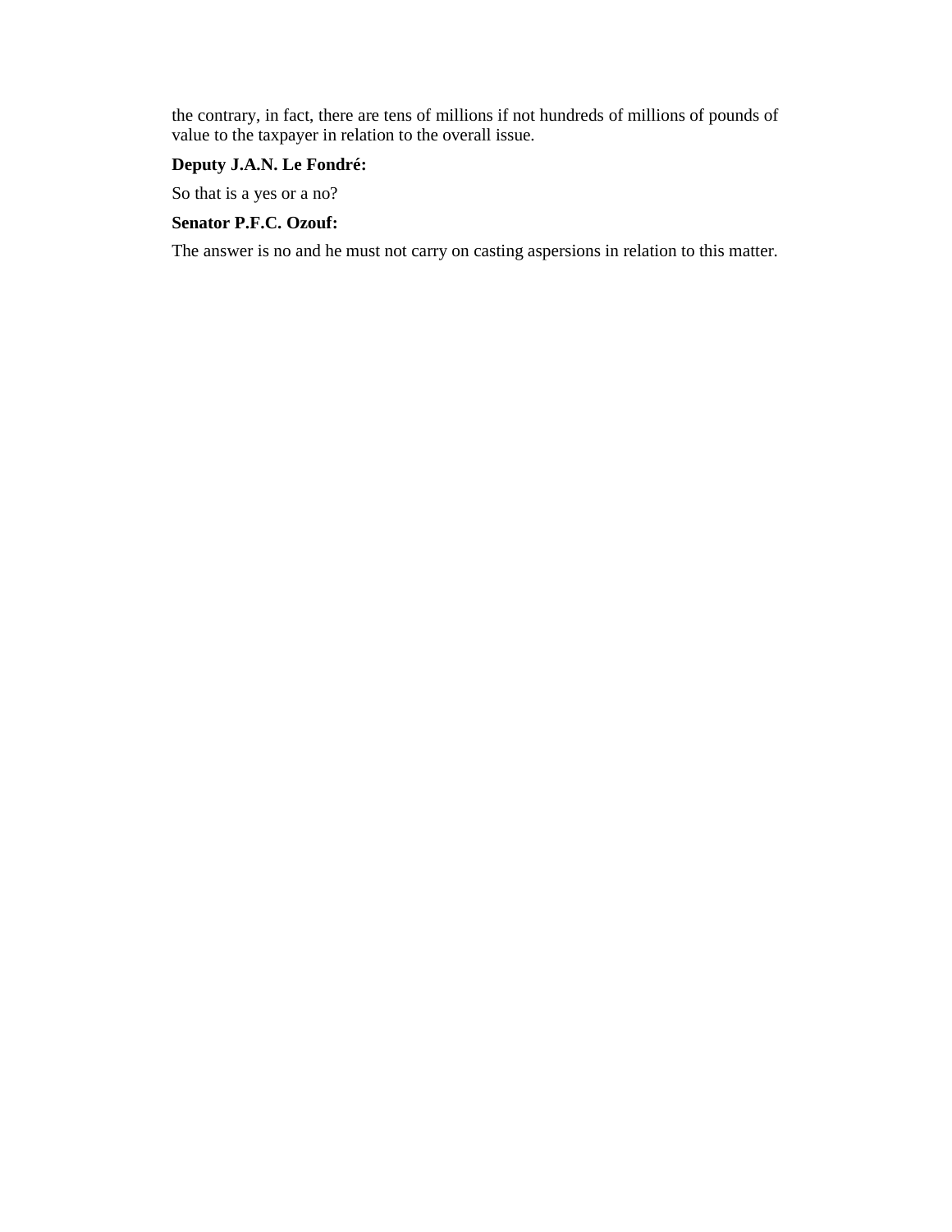the contrary, in fact, there are tens of millions if not hundreds of millions of pounds of value to the taxpayer in relation to the overall issue.

**Deputy J.A.N. Le Fondré:**

So that is a yes or a no?

**Senator P.F.C. Ozouf:**

The answer is no and he must not carry on casting aspersions in relation to this matter.